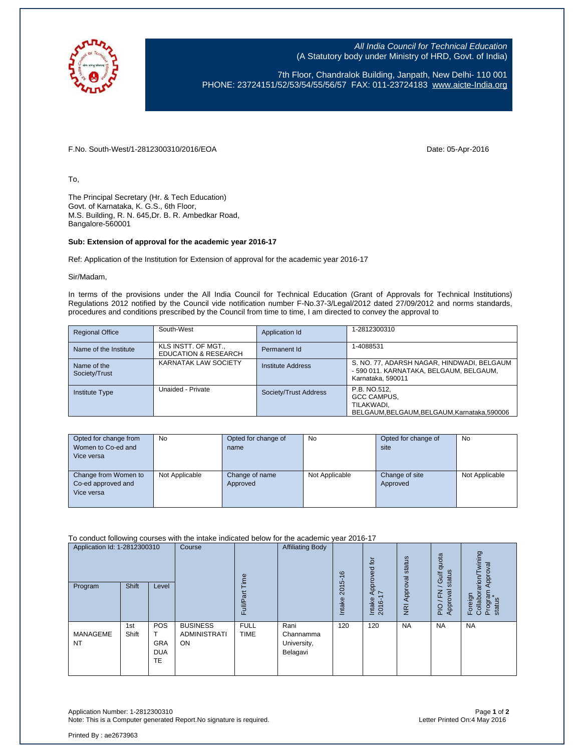*All India Council for Technical Education*
(A Statutory body under Ministry of HRD, Govt. of India)

7th Floor, Chandralok Building, Janpath, New Delhi- 110 001
PHONE: 23724151/52/53/54/55/56/57 FAX: 011-23724183 www.aicte-India.org

F.No. South-West/1-2812300310/2016/EOA

Date: 05-Apr-2016

To,

The Principal Secretary (Hr. & Tech Education)
Govt. of Karnataka, K. G.S., 6th Floor,
M.S. Building, R. N. 645,Dr. B. R. Ambedkar Road,
Bangalore-560001

**Sub: Extension of approval for the academic year 2016-17**

Ref: Application of the Institution for Extension of approval for the academic year 2016-17

Sir/Madam,

In terms of the provisions under the All India Council for Technical Education (Grant of Approvals for Technical Institutions) Regulations 2012 notified by the Council vide notification number F-No.37-3/Legal/2012 dated 27/09/2012 and norms standards, procedures and conditions prescribed by the Council from time to time, I am directed to convey the approval to

| Regional Office | South-West | Application Id | 1-2812300310 |
|---|---|---|---|
| Name of the Institute | KLS INSTT. OF MGT., EDUCATION & RESEARCH | Permanent Id | 1-4088531 |
| Name of the Society/Trust | KARNATAK LAW SOCIETY | Institute Address | S. NO. 77, ADARSH NAGAR, HINDWADI, BELGAUM - 590 011. KARNATAKA, BELGAUM, BELGAUM, Karnataka, 590011 |
| Institute Type | Unaided - Private | Society/Trust Address | P.B. NO.512, GCC CAMPUS, TILAKWADI, BELGAUM,BELGAUM,BELGAUM,Karnataka,590006 |

| Opted for change from Women to Co-ed and Vice versa | No | Opted for change of name | No | Opted for change of site | No |
|---|---|---|---|---|---|
| Change from Women to Co-ed approved and Vice versa | Not Applicable | Change of name Approved | Not Applicable | Change of site Approved | Not Applicable |

To conduct following courses with the intake indicated below for the academic year 2016-17

| Application Id: 1-2812300310 | | | Course | Full/Part Time | Affiliating Body | Intake 2015-16 | Intake Approved for 2016-17 | NRI Approval status | PIO / FN / Gulf quota Approval status | Foreign Collaborarion/Twining Program Approval status* |
|---|---|---|---|---|---|---|---|---|---|---|
| Program | Shift | Level | | | | | | | | |
| MANAGEMENT | 1st Shift | POST GRADUATE | BUSINESS ADMINISTRATION | FULL TIME | Rani Channamma University, Belagavi | 120 | 120 | NA | NA | NA |

Application Number: 1-2812300310
Note: This is a Computer generated Report.No signature is required.

Letter Printed On:4 May 2016

Printed By : ae2673963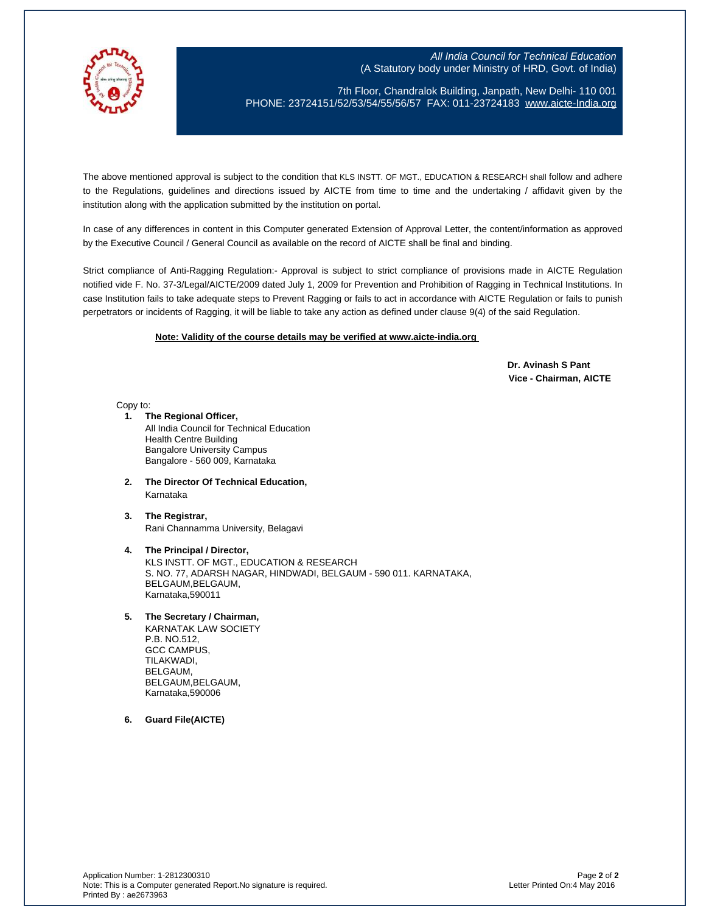*All India Council for Technical Education*
(A Statutory body under Ministry of HRD, Govt. of India)

7th Floor, Chandralok Building, Janpath, New Delhi- 110 001
PHONE: 23724151/52/53/54/55/56/57 FAX: 011-23724183 www.aicte-India.org

The above mentioned approval is subject to the condition that KLS INSTT. OF MGT., EDUCATION & RESEARCH shall follow and adhere to the Regulations, guidelines and directions issued by AICTE from time to time and the undertaking / affidavit given by the institution along with the application submitted by the institution on portal.

In case of any differences in content in this Computer generated Extension of Approval Letter, the content/information as approved by the Executive Council / General Council as available on the record of AICTE shall be final and binding.

Strict compliance of Anti-Ragging Regulation:- Approval is subject to strict compliance of provisions made in AICTE Regulation notified vide F. No. 37-3/Legal/AICTE/2009 dated July 1, 2009 for Prevention and Prohibition of Ragging in Technical Institutions. In case Institution fails to take adequate steps to Prevent Ragging or fails to act in accordance with AICTE Regulation or fails to punish perpetrators or incidents of Ragging, it will be liable to take any action as defined under clause 9(4) of the said Regulation.

**Note: Validity of the course details may be verified at www.aicte-india.org**

**Dr. Avinash S Pant**
**Vice - Chairman, AICTE**

Copy to:

1. **The Regional Officer,**
   All India Council for Technical Education
   Health Centre Building
   Bangalore University Campus
   Bangalore - 560 009, Karnataka

2. **The Director Of Technical Education,**
   Karnataka

3. **The Registrar,**
   Rani Channamma University, Belagavi

4. **The Principal / Director,**
   KLS INSTT. OF MGT., EDUCATION & RESEARCH
   S. NO. 77, ADARSH NAGAR, HINDWADI, BELGAUM - 590 011. KARNATAKA,
   BELGAUM,BELGAUM,
   Karnataka,590011

5. **The Secretary / Chairman,**
   KARNATAK LAW SOCIETY
   P.B. NO.512,
   GCC CAMPUS,
   TILAKWADI,
   BELGAUM,
   BELGAUM,BELGAUM,
   Karnataka,590006

6. **Guard File(AICTE)**

Application Number: 1-2812300310
Note: This is a Computer generated Report.No signature is required.
Printed By : ae2673963

Letter Printed On:4 May 2016